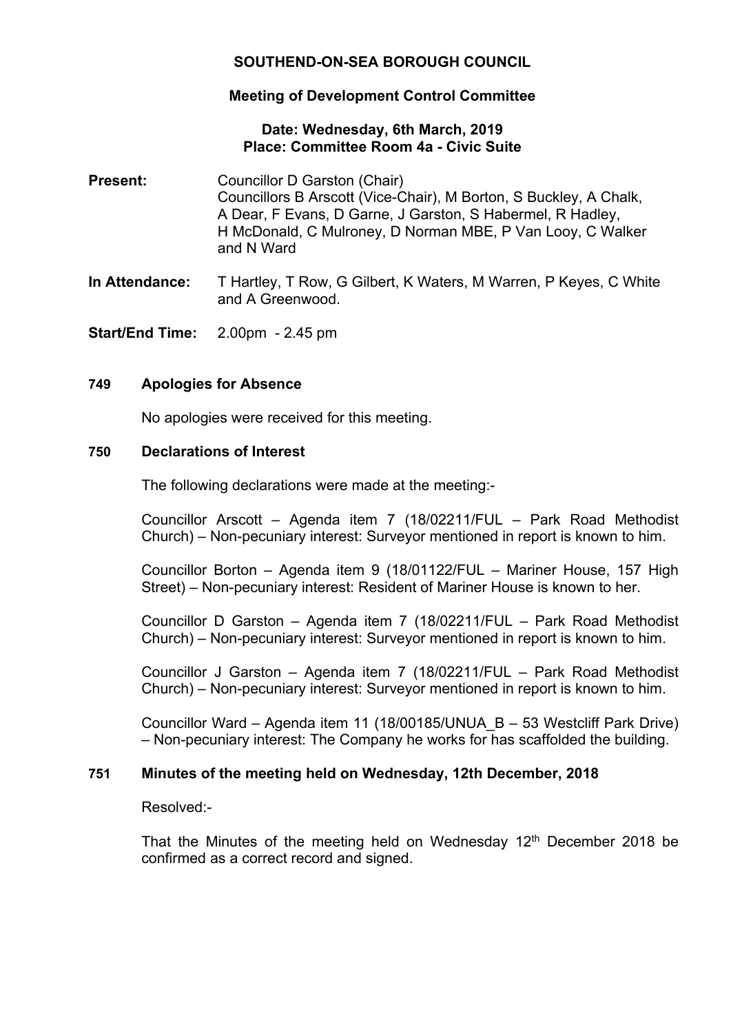# SOUTHEND-ON-SEA BOROUGH COUNCIL

## Meeting of Development Control Committee

**Date: Wednesday, 6th March, 2019**
**Place: Committee Room 4a - Civic Suite**

**Present:** Councillor D Garston (Chair)
Councillors B Arscott (Vice-Chair), M Borton, S Buckley, A Chalk, A Dear, F Evans, D Garne, J Garston, S Habermel, R Hadley, H McDonald, C Mulroney, D Norman MBE, P Van Looy, C Walker and N Ward

**In Attendance:** T Hartley, T Row, G Gilbert, K Waters, M Warren, P Keyes, C White and A Greenwood.

**Start/End Time:** 2.00pm - 2.45 pm

### 749 Apologies for Absence

No apologies were received for this meeting.

### 750 Declarations of Interest

The following declarations were made at the meeting:-

Councillor Arscott – Agenda item 7 (18/02211/FUL – Park Road Methodist Church) – Non-pecuniary interest: Surveyor mentioned in report is known to him.

Councillor Borton – Agenda item 9 (18/01122/FUL – Mariner House, 157 High Street) – Non-pecuniary interest: Resident of Mariner House is known to her.

Councillor D Garston – Agenda item 7 (18/02211/FUL – Park Road Methodist Church) – Non-pecuniary interest: Surveyor mentioned in report is known to him.

Councillor J Garston – Agenda item 7 (18/02211/FUL – Park Road Methodist Church) – Non-pecuniary interest: Surveyor mentioned in report is known to him.

Councillor Ward – Agenda item 11 (18/00185/UNUA_B – 53 Westcliff Park Drive) – Non-pecuniary interest: The Company he works for has scaffolded the building.

### 751 Minutes of the meeting held on Wednesday, 12th December, 2018

Resolved:-

That the Minutes of the meeting held on Wednesday 12th December 2018 be confirmed as a correct record and signed.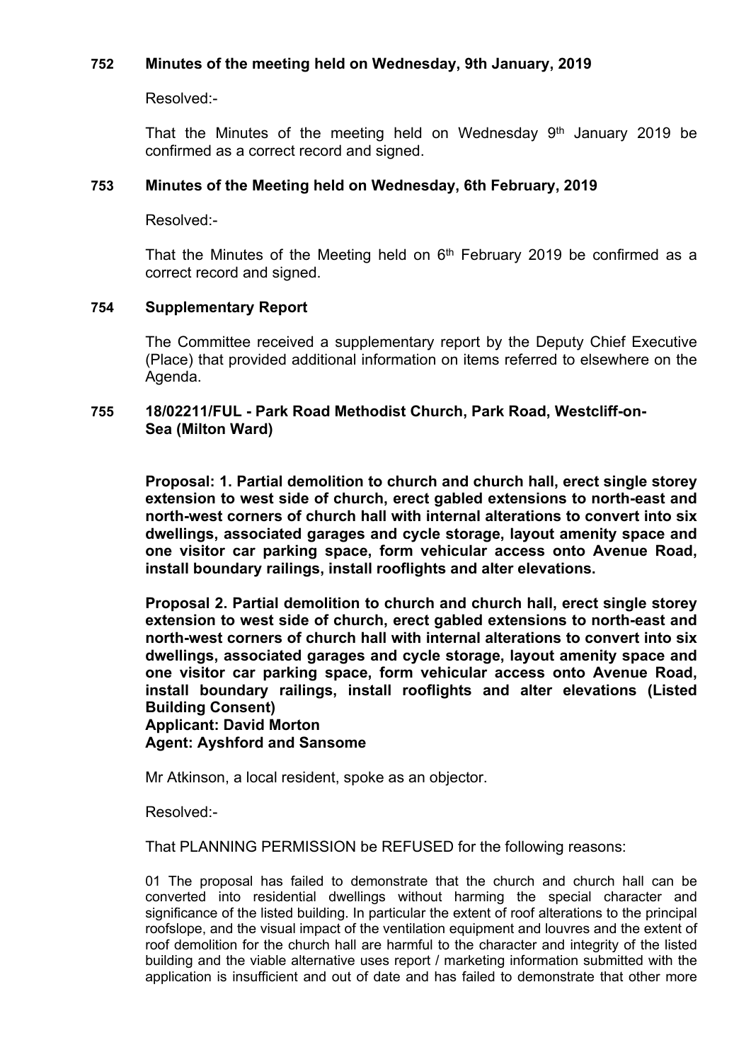## 752 Minutes of the meeting held on Wednesday, 9th January, 2019

Resolved:-

That the Minutes of the meeting held on Wednesday 9th January 2019 be confirmed as a correct record and signed.

## 753 Minutes of the Meeting held on Wednesday, 6th February, 2019

Resolved:-

That the Minutes of the Meeting held on 6th February 2019 be confirmed as a correct record and signed.

## 754 Supplementary Report

The Committee received a supplementary report by the Deputy Chief Executive (Place) that provided additional information on items referred to elsewhere on the Agenda.

## 755 18/02211/FUL - Park Road Methodist Church, Park Road, Westcliff-on-Sea (Milton Ward)

**Proposal: 1. Partial demolition to church and church hall, erect single storey extension to west side of church, erect gabled extensions to north-east and north-west corners of church hall with internal alterations to convert into six dwellings, associated garages and cycle storage, layout amenity space and one visitor car parking space, form vehicular access onto Avenue Road, install boundary railings, install rooflights and alter elevations.**

**Proposal 2. Partial demolition to church and church hall, erect single storey extension to west side of church, erect gabled extensions to north-east and north-west corners of church hall with internal alterations to convert into six dwellings, associated garages and cycle storage, layout amenity space and one visitor car parking space, form vehicular access onto Avenue Road, install boundary railings, install rooflights and alter elevations (Listed Building Consent)**
**Applicant: David Morton**
**Agent: Ayshford and Sansome**

Mr Atkinson, a local resident, spoke as an objector.

Resolved:-

That PLANNING PERMISSION be REFUSED for the following reasons:

01 The proposal has failed to demonstrate that the church and church hall can be converted into residential dwellings without harming the special character and significance of the listed building. In particular the extent of roof alterations to the principal roofslope, and the visual impact of the ventilation equipment and louvres and the extent of roof demolition for the church hall are harmful to the character and integrity of the listed building and the viable alternative uses report / marketing information submitted with the application is insufficient and out of date and has failed to demonstrate that other more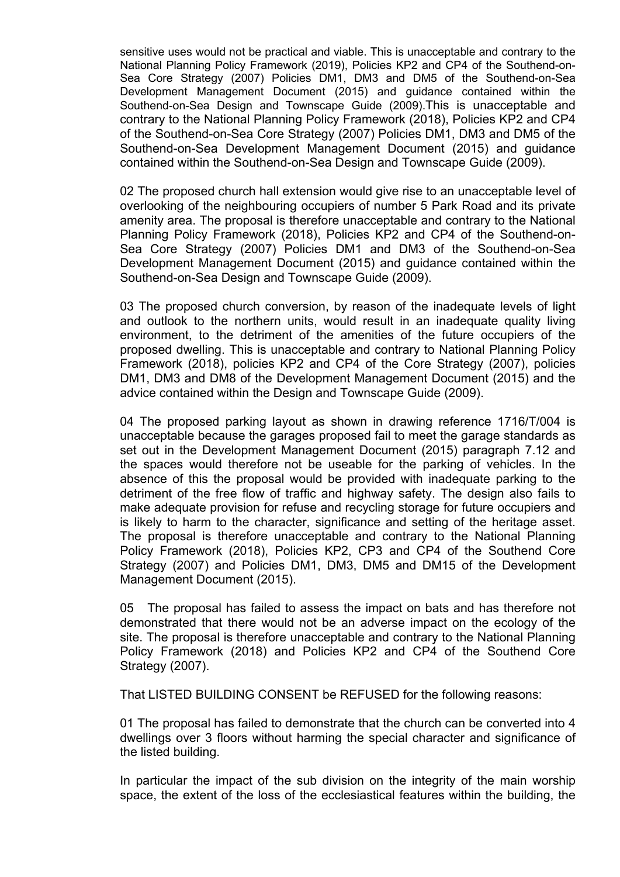sensitive uses would not be practical and viable. This is unacceptable and contrary to the National Planning Policy Framework (2019), Policies KP2 and CP4 of the Southend-on-Sea Core Strategy (2007) Policies DM1, DM3 and DM5 of the Southend-on-Sea Development Management Document (2015) and guidance contained within the Southend-on-Sea Design and Townscape Guide (2009).This is unacceptable and contrary to the National Planning Policy Framework (2018), Policies KP2 and CP4 of the Southend-on-Sea Core Strategy (2007) Policies DM1, DM3 and DM5 of the Southend-on-Sea Development Management Document (2015) and guidance contained within the Southend-on-Sea Design and Townscape Guide (2009).

02 The proposed church hall extension would give rise to an unacceptable level of overlooking of the neighbouring occupiers of number 5 Park Road and its private amenity area. The proposal is therefore unacceptable and contrary to the National Planning Policy Framework (2018), Policies KP2 and CP4 of the Southend-on-Sea Core Strategy (2007) Policies DM1 and DM3 of the Southend-on-Sea Development Management Document (2015) and guidance contained within the Southend-on-Sea Design and Townscape Guide (2009).

03 The proposed church conversion, by reason of the inadequate levels of light and outlook to the northern units, would result in an inadequate quality living environment, to the detriment of the amenities of the future occupiers of the proposed dwelling. This is unacceptable and contrary to National Planning Policy Framework (2018), policies KP2 and CP4 of the Core Strategy (2007), policies DM1, DM3 and DM8 of the Development Management Document (2015) and the advice contained within the Design and Townscape Guide (2009).

04 The proposed parking layout as shown in drawing reference 1716/T/004 is unacceptable because the garages proposed fail to meet the garage standards as set out in the Development Management Document (2015) paragraph 7.12 and the spaces would therefore not be useable for the parking of vehicles. In the absence of this the proposal would be provided with inadequate parking to the detriment of the free flow of traffic and highway safety. The design also fails to make adequate provision for refuse and recycling storage for future occupiers and is likely to harm to the character, significance and setting of the heritage asset. The proposal is therefore unacceptable and contrary to the National Planning Policy Framework (2018), Policies KP2, CP3 and CP4 of the Southend Core Strategy (2007) and Policies DM1, DM3, DM5 and DM15 of the Development Management Document (2015).

05 The proposal has failed to assess the impact on bats and has therefore not demonstrated that there would not be an adverse impact on the ecology of the site. The proposal is therefore unacceptable and contrary to the National Planning Policy Framework (2018) and Policies KP2 and CP4 of the Southend Core Strategy (2007).

That LISTED BUILDING CONSENT be REFUSED for the following reasons:

01 The proposal has failed to demonstrate that the church can be converted into 4 dwellings over 3 floors without harming the special character and significance of the listed building.

In particular the impact of the sub division on the integrity of the main worship space, the extent of the loss of the ecclesiastical features within the building, the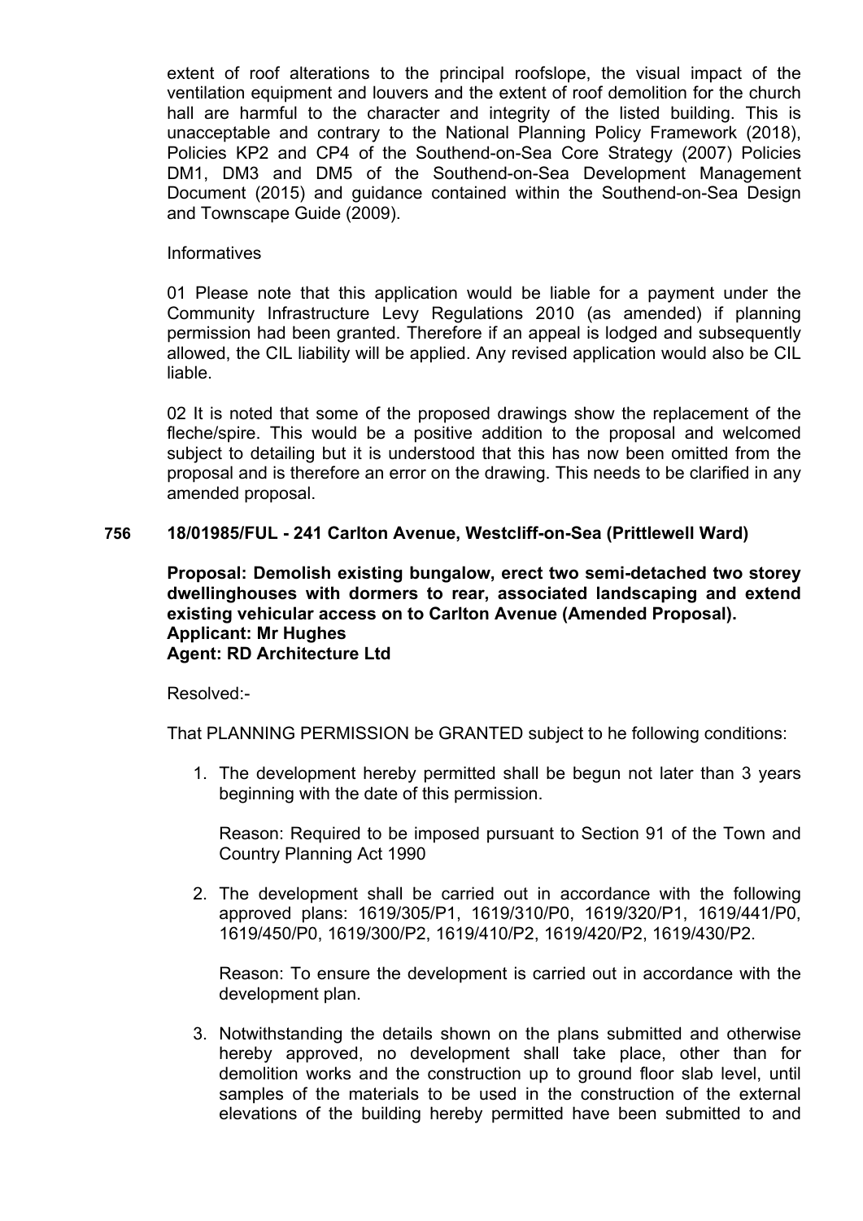extent of roof alterations to the principal roofslope, the visual impact of the ventilation equipment and louvers and the extent of roof demolition for the church hall are harmful to the character and integrity of the listed building. This is unacceptable and contrary to the National Planning Policy Framework (2018), Policies KP2 and CP4 of the Southend-on-Sea Core Strategy (2007) Policies DM1, DM3 and DM5 of the Southend-on-Sea Development Management Document (2015) and guidance contained within the Southend-on-Sea Design and Townscape Guide (2009).

Informatives

01 Please note that this application would be liable for a payment under the Community Infrastructure Levy Regulations 2010 (as amended) if planning permission had been granted. Therefore if an appeal is lodged and subsequently allowed, the CIL liability will be applied. Any revised application would also be CIL liable.

02 It is noted that some of the proposed drawings show the replacement of the fleche/spire. This would be a positive addition to the proposal and welcomed subject to detailing but it is understood that this has now been omitted from the proposal and is therefore an error on the drawing. This needs to be clarified in any amended proposal.

**756 18/01985/FUL - 241 Carlton Avenue, Westcliff-on-Sea (Prittlewell Ward)**

**Proposal: Demolish existing bungalow, erect two semi-detached two storey dwellinghouses with dormers to rear, associated landscaping and extend existing vehicular access on to Carlton Avenue (Amended Proposal).**
**Applicant: Mr Hughes**
**Agent: RD Architecture Ltd**

Resolved:-

That PLANNING PERMISSION be GRANTED subject to he following conditions:

1. The development hereby permitted shall be begun not later than 3 years beginning with the date of this permission.

   Reason: Required to be imposed pursuant to Section 91 of the Town and Country Planning Act 1990

2. The development shall be carried out in accordance with the following approved plans: 1619/305/P1, 1619/310/P0, 1619/320/P1, 1619/441/P0, 1619/450/P0, 1619/300/P2, 1619/410/P2, 1619/420/P2, 1619/430/P2.

   Reason: To ensure the development is carried out in accordance with the development plan.

3. Notwithstanding the details shown on the plans submitted and otherwise hereby approved, no development shall take place, other than for demolition works and the construction up to ground floor slab level, until samples of the materials to be used in the construction of the external elevations of the building hereby permitted have been submitted to and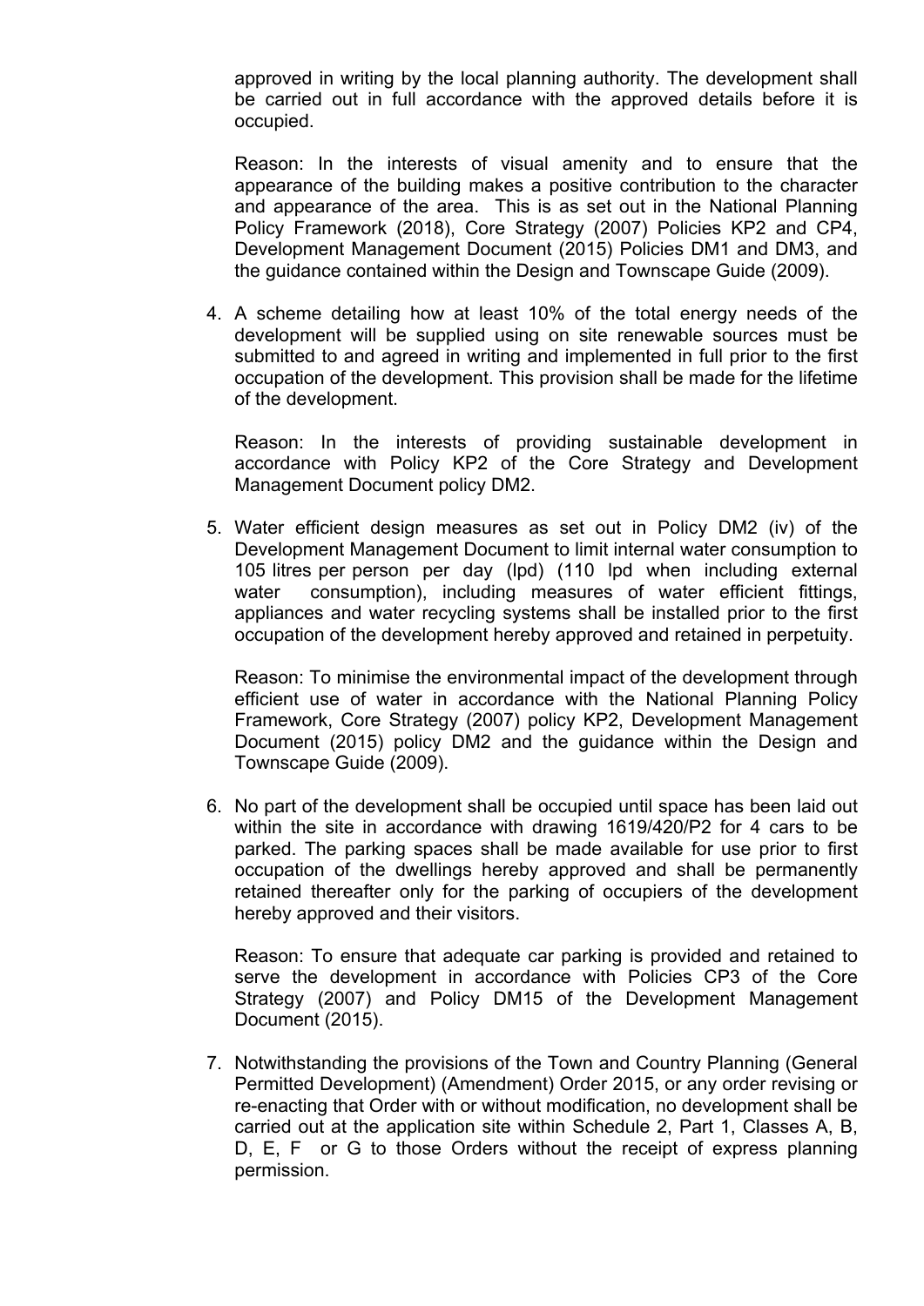approved in writing by the local planning authority. The development shall be carried out in full accordance with the approved details before it is occupied.

Reason: In the interests of visual amenity and to ensure that the appearance of the building makes a positive contribution to the character and appearance of the area. This is as set out in the National Planning Policy Framework (2018), Core Strategy (2007) Policies KP2 and CP4, Development Management Document (2015) Policies DM1 and DM3, and the guidance contained within the Design and Townscape Guide (2009).

4. A scheme detailing how at least 10% of the total energy needs of the development will be supplied using on site renewable sources must be submitted to and agreed in writing and implemented in full prior to the first occupation of the development. This provision shall be made for the lifetime of the development.

   Reason: In the interests of providing sustainable development in accordance with Policy KP2 of the Core Strategy and Development Management Document policy DM2.

5. Water efficient design measures as set out in Policy DM2 (iv) of the Development Management Document to limit internal water consumption to 105 litres per person per day (lpd) (110 lpd when including external water consumption), including measures of water efficient fittings, appliances and water recycling systems shall be installed prior to the first occupation of the development hereby approved and retained in perpetuity.

   Reason: To minimise the environmental impact of the development through efficient use of water in accordance with the National Planning Policy Framework, Core Strategy (2007) policy KP2, Development Management Document (2015) policy DM2 and the guidance within the Design and Townscape Guide (2009).

6. No part of the development shall be occupied until space has been laid out within the site in accordance with drawing 1619/420/P2 for 4 cars to be parked. The parking spaces shall be made available for use prior to first occupation of the dwellings hereby approved and shall be permanently retained thereafter only for the parking of occupiers of the development hereby approved and their visitors.

   Reason: To ensure that adequate car parking is provided and retained to serve the development in accordance with Policies CP3 of the Core Strategy (2007) and Policy DM15 of the Development Management Document (2015).

7. Notwithstanding the provisions of the Town and Country Planning (General Permitted Development) (Amendment) Order 2015, or any order revising or re-enacting that Order with or without modification, no development shall be carried out at the application site within Schedule 2, Part 1, Classes A, B, D, E, F or G to those Orders without the receipt of express planning permission.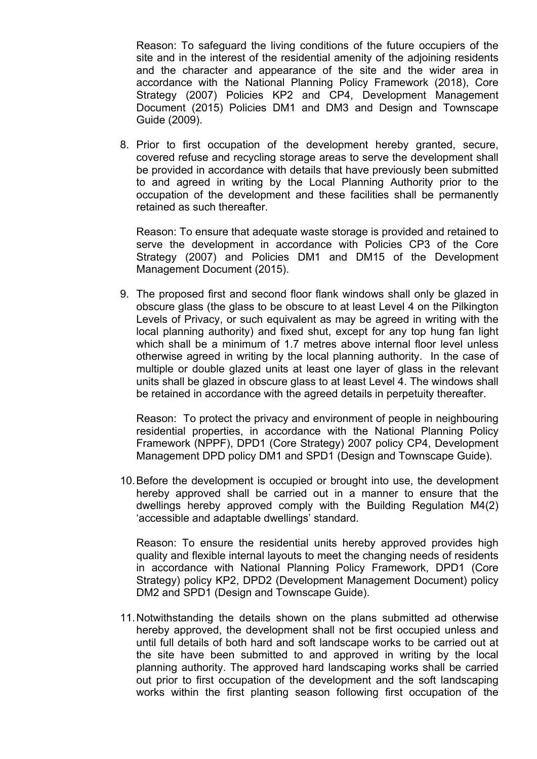Reason: To safeguard the living conditions of the future occupiers of the site and in the interest of the residential amenity of the adjoining residents and the character and appearance of the site and the wider area in accordance with the National Planning Policy Framework (2018), Core Strategy (2007) Policies KP2 and CP4, Development Management Document (2015) Policies DM1 and DM3 and Design and Townscape Guide (2009).

8. Prior to first occupation of the development hereby granted, secure, covered refuse and recycling storage areas to serve the development shall be provided in accordance with details that have previously been submitted to and agreed in writing by the Local Planning Authority prior to the occupation of the development and these facilities shall be permanently retained as such thereafter.

   Reason: To ensure that adequate waste storage is provided and retained to serve the development in accordance with Policies CP3 of the Core Strategy (2007) and Policies DM1 and DM15 of the Development Management Document (2015).

9. The proposed first and second floor flank windows shall only be glazed in obscure glass (the glass to be obscure to at least Level 4 on the Pilkington Levels of Privacy, or such equivalent as may be agreed in writing with the local planning authority) and fixed shut, except for any top hung fan light which shall be a minimum of 1.7 metres above internal floor level unless otherwise agreed in writing by the local planning authority. In the case of multiple or double glazed units at least one layer of glass in the relevant units shall be glazed in obscure glass to at least Level 4. The windows shall be retained in accordance with the agreed details in perpetuity thereafter.

   Reason: To protect the privacy and environment of people in neighbouring residential properties, in accordance with the National Planning Policy Framework (NPPF), DPD1 (Core Strategy) 2007 policy CP4, Development Management DPD policy DM1 and SPD1 (Design and Townscape Guide).

10. Before the development is occupied or brought into use, the development hereby approved shall be carried out in a manner to ensure that the dwellings hereby approved comply with the Building Regulation M4(2) 'accessible and adaptable dwellings' standard.

    Reason: To ensure the residential units hereby approved provides high quality and flexible internal layouts to meet the changing needs of residents in accordance with National Planning Policy Framework, DPD1 (Core Strategy) policy KP2, DPD2 (Development Management Document) policy DM2 and SPD1 (Design and Townscape Guide).

11. Notwithstanding the details shown on the plans submitted ad otherwise hereby approved, the development shall not be first occupied unless and until full details of both hard and soft landscape works to be carried out at the site have been submitted to and approved in writing by the local planning authority. The approved hard landscaping works shall be carried out prior to first occupation of the development and the soft landscaping works within the first planting season following first occupation of the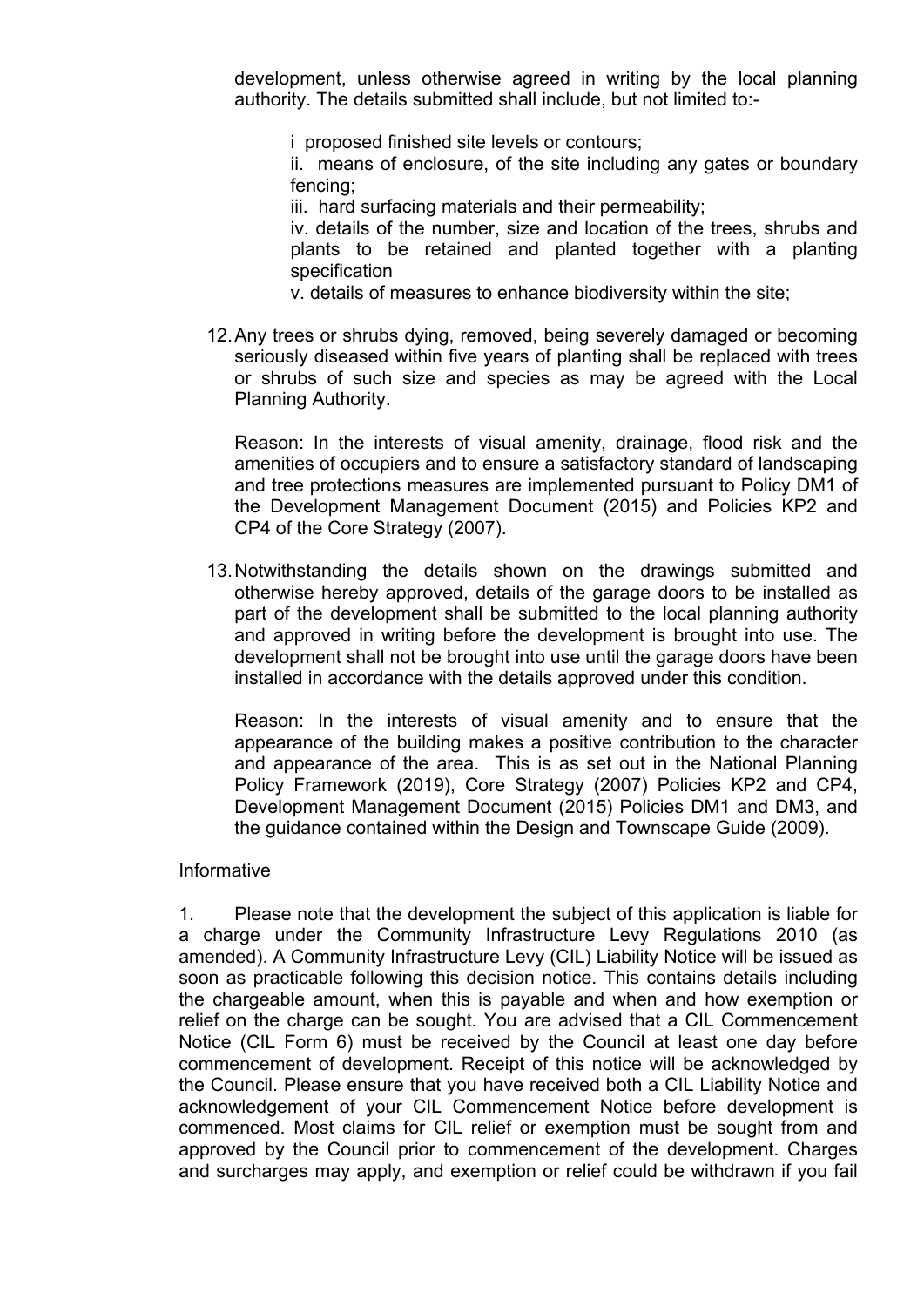development, unless otherwise agreed in writing by the local planning authority. The details submitted shall include, but not limited to:-

i proposed finished site levels or contours;

ii. means of enclosure, of the site including any gates or boundary fencing;

iii. hard surfacing materials and their permeability;

iv. details of the number, size and location of the trees, shrubs and plants to be retained and planted together with a planting specification

v. details of measures to enhance biodiversity within the site;

12. Any trees or shrubs dying, removed, being severely damaged or becoming seriously diseased within five years of planting shall be replaced with trees or shrubs of such size and species as may be agreed with the Local Planning Authority.

    Reason: In the interests of visual amenity, drainage, flood risk and the amenities of occupiers and to ensure a satisfactory standard of landscaping and tree protections measures are implemented pursuant to Policy DM1 of the Development Management Document (2015) and Policies KP2 and CP4 of the Core Strategy (2007).

13. Notwithstanding the details shown on the drawings submitted and otherwise hereby approved, details of the garage doors to be installed as part of the development shall be submitted to the local planning authority and approved in writing before the development is brought into use. The development shall not be brought into use until the garage doors have been installed in accordance with the details approved under this condition.

    Reason: In the interests of visual amenity and to ensure that the appearance of the building makes a positive contribution to the character and appearance of the area. This is as set out in the National Planning Policy Framework (2019), Core Strategy (2007) Policies KP2 and CP4, Development Management Document (2015) Policies DM1 and DM3, and the guidance contained within the Design and Townscape Guide (2009).

Informative

1. Please note that the development the subject of this application is liable for a charge under the Community Infrastructure Levy Regulations 2010 (as amended). A Community Infrastructure Levy (CIL) Liability Notice will be issued as soon as practicable following this decision notice. This contains details including the chargeable amount, when this is payable and when and how exemption or relief on the charge can be sought. You are advised that a CIL Commencement Notice (CIL Form 6) must be received by the Council at least one day before commencement of development. Receipt of this notice will be acknowledged by the Council. Please ensure that you have received both a CIL Liability Notice and acknowledgement of your CIL Commencement Notice before development is commenced. Most claims for CIL relief or exemption must be sought from and approved by the Council prior to commencement of the development. Charges and surcharges may apply, and exemption or relief could be withdrawn if you fail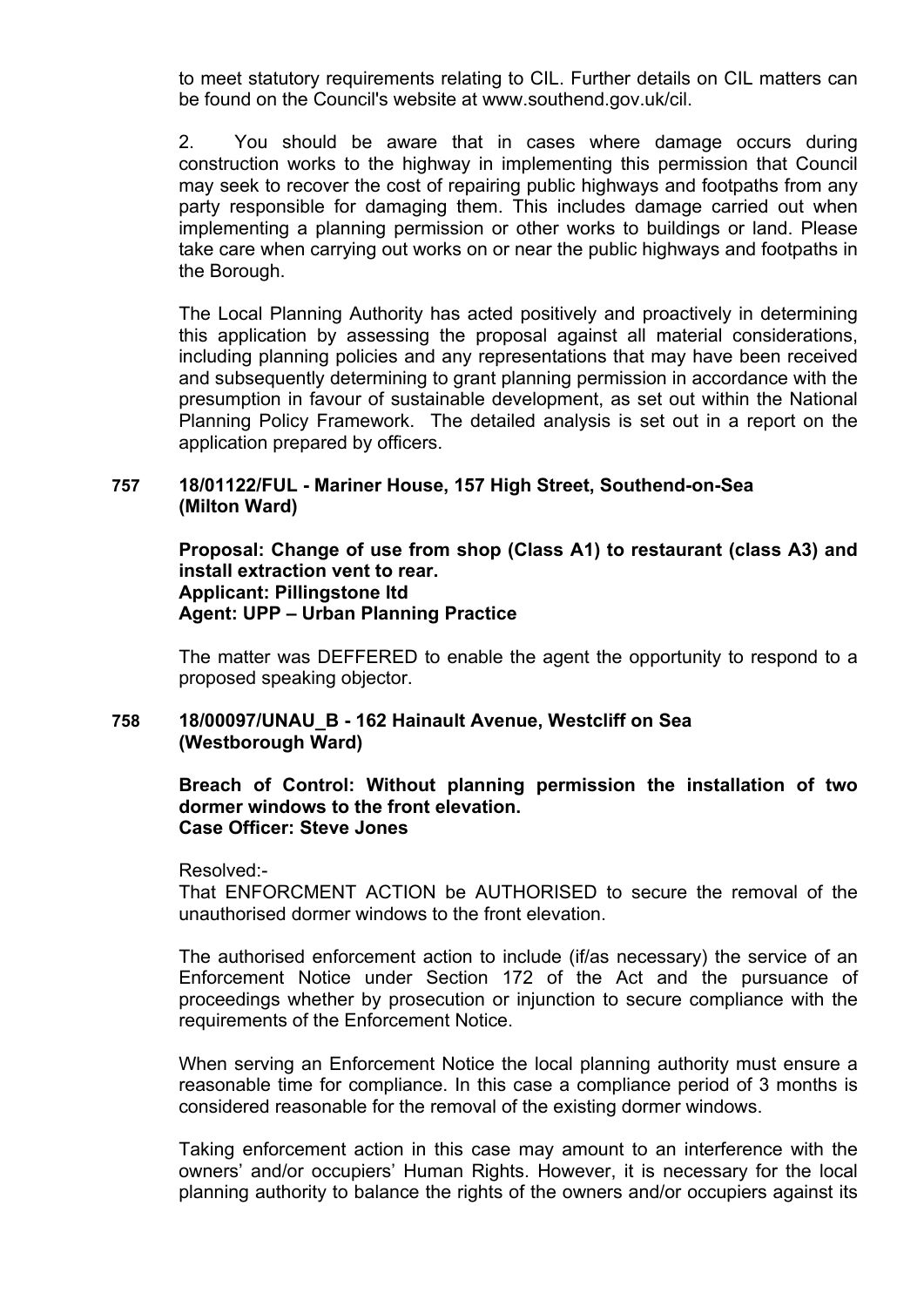to meet statutory requirements relating to CIL. Further details on CIL matters can be found on the Council's website at www.southend.gov.uk/cil.

2. You should be aware that in cases where damage occurs during construction works to the highway in implementing this permission that Council may seek to recover the cost of repairing public highways and footpaths from any party responsible for damaging them. This includes damage carried out when implementing a planning permission or other works to buildings or land. Please take care when carrying out works on or near the public highways and footpaths in the Borough.

The Local Planning Authority has acted positively and proactively in determining this application by assessing the proposal against all material considerations, including planning policies and any representations that may have been received and subsequently determining to grant planning permission in accordance with the presumption in favour of sustainable development, as set out within the National Planning Policy Framework. The detailed analysis is set out in a report on the application prepared by officers.

**757 18/01122/FUL - Mariner House, 157 High Street, Southend-on-Sea (Milton Ward)**

**Proposal: Change of use from shop (Class A1) to restaurant (class A3) and install extraction vent to rear.**
**Applicant: Pillingstone ltd**
**Agent: UPP – Urban Planning Practice**

The matter was DEFFERED to enable the agent the opportunity to respond to a proposed speaking objector.

**758 18/00097/UNAU_B - 162 Hainault Avenue, Westcliff on Sea (Westborough Ward)**

**Breach of Control: Without planning permission the installation of two dormer windows to the front elevation.**
**Case Officer: Steve Jones**

Resolved:-
That ENFORCMENT ACTION be AUTHORISED to secure the removal of the unauthorised dormer windows to the front elevation.

The authorised enforcement action to include (if/as necessary) the service of an Enforcement Notice under Section 172 of the Act and the pursuance of proceedings whether by prosecution or injunction to secure compliance with the requirements of the Enforcement Notice.

When serving an Enforcement Notice the local planning authority must ensure a reasonable time for compliance. In this case a compliance period of 3 months is considered reasonable for the removal of the existing dormer windows.

Taking enforcement action in this case may amount to an interference with the owners' and/or occupiers' Human Rights. However, it is necessary for the local planning authority to balance the rights of the owners and/or occupiers against its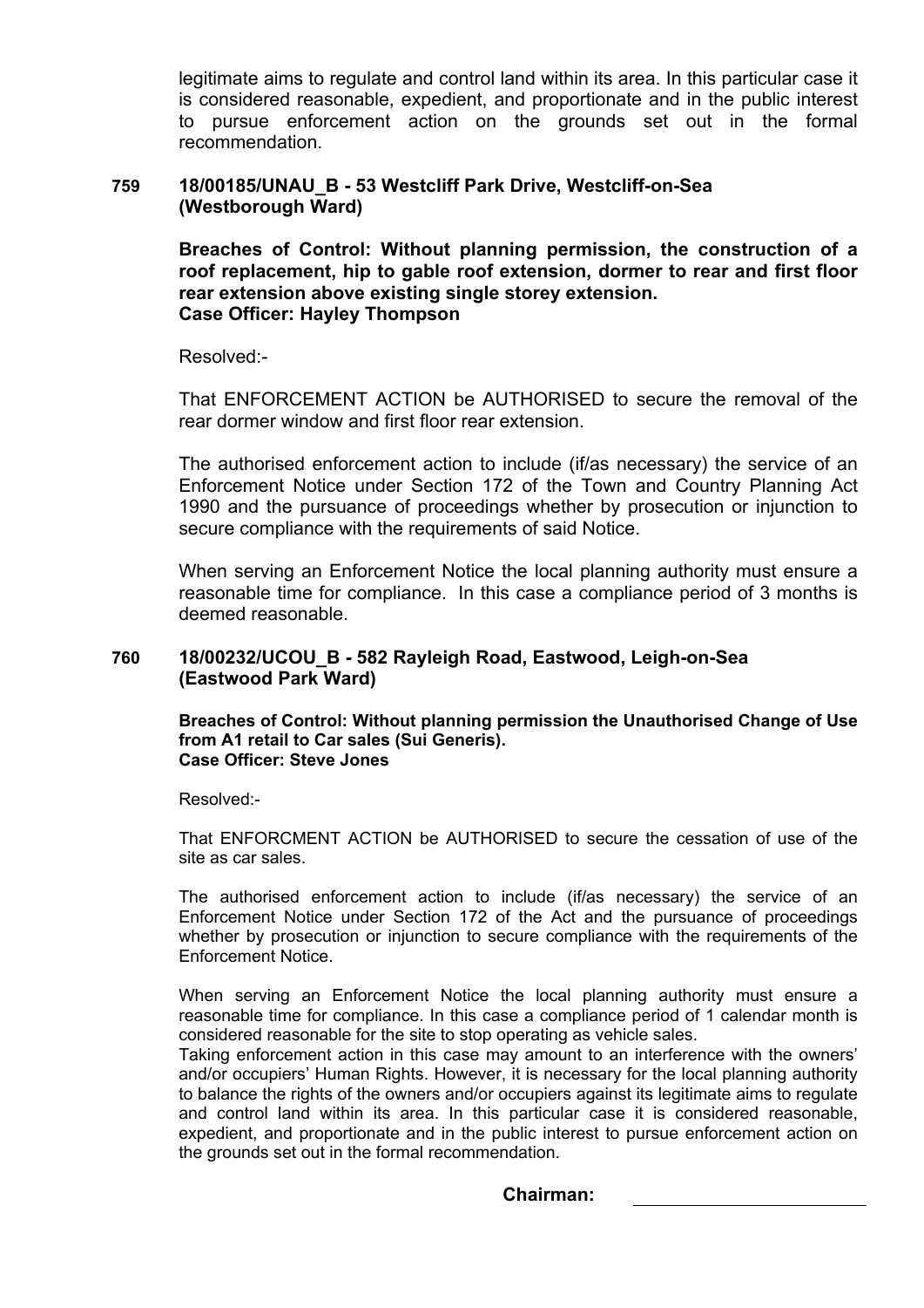legitimate aims to regulate and control land within its area. In this particular case it is considered reasonable, expedient, and proportionate and in the public interest to pursue enforcement action on the grounds set out in the formal recommendation.

### 759 18/00185/UNAU_B - 53 Westcliff Park Drive, Westcliff-on-Sea (Westborough Ward)

**Breaches of Control: Without planning permission, the construction of a roof replacement, hip to gable roof extension, dormer to rear and first floor rear extension above existing single storey extension.**
**Case Officer: Hayley Thompson**

Resolved:-

That ENFORCEMENT ACTION be AUTHORISED to secure the removal of the rear dormer window and first floor rear extension.

The authorised enforcement action to include (if/as necessary) the service of an Enforcement Notice under Section 172 of the Town and Country Planning Act 1990 and the pursuance of proceedings whether by prosecution or injunction to secure compliance with the requirements of said Notice.

When serving an Enforcement Notice the local planning authority must ensure a reasonable time for compliance. In this case a compliance period of 3 months is deemed reasonable.

### 760 18/00232/UCOU_B - 582 Rayleigh Road, Eastwood, Leigh-on-Sea (Eastwood Park Ward)

**Breaches of Control: Without planning permission the Unauthorised Change of Use from A1 retail to Car sales (Sui Generis).**
**Case Officer: Steve Jones**

Resolved:-

That ENFORCMENT ACTION be AUTHORISED to secure the cessation of use of the site as car sales.

The authorised enforcement action to include (if/as necessary) the service of an Enforcement Notice under Section 172 of the Act and the pursuance of proceedings whether by prosecution or injunction to secure compliance with the requirements of the Enforcement Notice.

When serving an Enforcement Notice the local planning authority must ensure a reasonable time for compliance. In this case a compliance period of 1 calendar month is considered reasonable for the site to stop operating as vehicle sales.
Taking enforcement action in this case may amount to an interference with the owners' and/or occupiers' Human Rights. However, it is necessary for the local planning authority to balance the rights of the owners and/or occupiers against its legitimate aims to regulate and control land within its area. In this particular case it is considered reasonable, expedient, and proportionate and in the public interest to pursue enforcement action on the grounds set out in the formal recommendation.

**Chairman:** ____________________